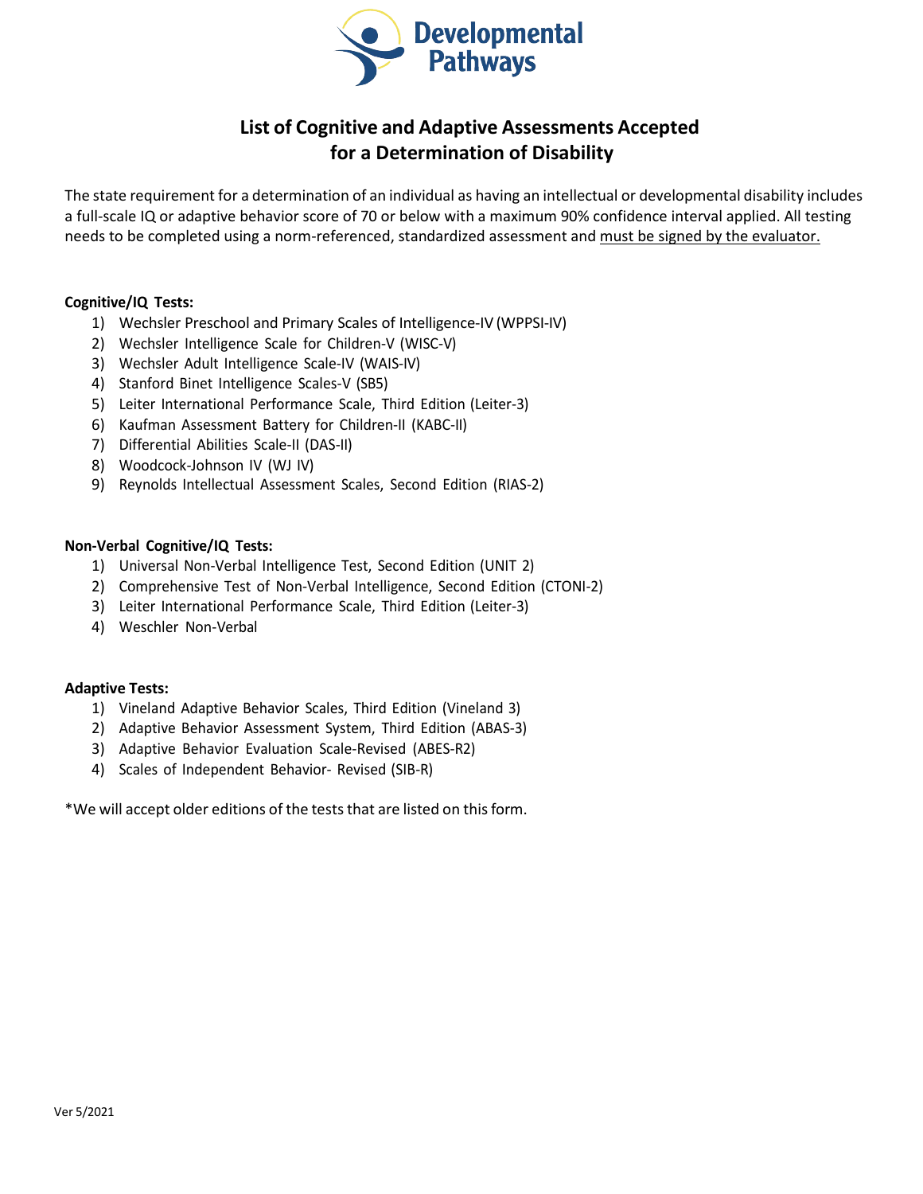Developmental Pathways

# List of Cognitive and Adaptive Assessments Accepted for a Determination of Disability

The state requirement for a determination of an individual as having an intellectual or developmental disability includes a full-scale IQ or adaptive behavior score of 70 or below with a maximum 90% confidence interval applied. All testing needs to be completed using a norm-referenced, standardized assessment and <u>must be signed by the evaluator.</u>

**Cognitive/IQ Tests:**

1) Wechsler Preschool and Primary Scales of Intelligence-IV (WPPSI-IV)
2) Wechsler Intelligence Scale for Children-V (WISC-V)
3) Wechsler Adult Intelligence Scale-IV (WAIS-IV)
4) Stanford Binet Intelligence Scales-V (SB5)
5) Leiter International Performance Scale, Third Edition (Leiter-3)
6) Kaufman Assessment Battery for Children-II (KABC-II)
7) Differential Abilities Scale-II (DAS-II)
8) Woodcock-Johnson IV (WJ IV)
9) Reynolds Intellectual Assessment Scales, Second Edition (RIAS-2)

**Non-Verbal Cognitive/IQ Tests:**

1) Universal Non-Verbal Intelligence Test, Second Edition (UNIT 2)
2) Comprehensive Test of Non-Verbal Intelligence, Second Edition (CTONI-2)
3) Leiter International Performance Scale, Third Edition (Leiter-3)
4) Weschler Non-Verbal

**Adaptive Tests:**

1) Vineland Adaptive Behavior Scales, Third Edition (Vineland 3)
2) Adaptive Behavior Assessment System, Third Edition (ABAS-3)
3) Adaptive Behavior Evaluation Scale-Revised (ABES-R2)
4) Scales of Independent Behavior- Revised (SIB-R)

*We will accept older editions of the tests that are listed on this form.

Ver 5/2021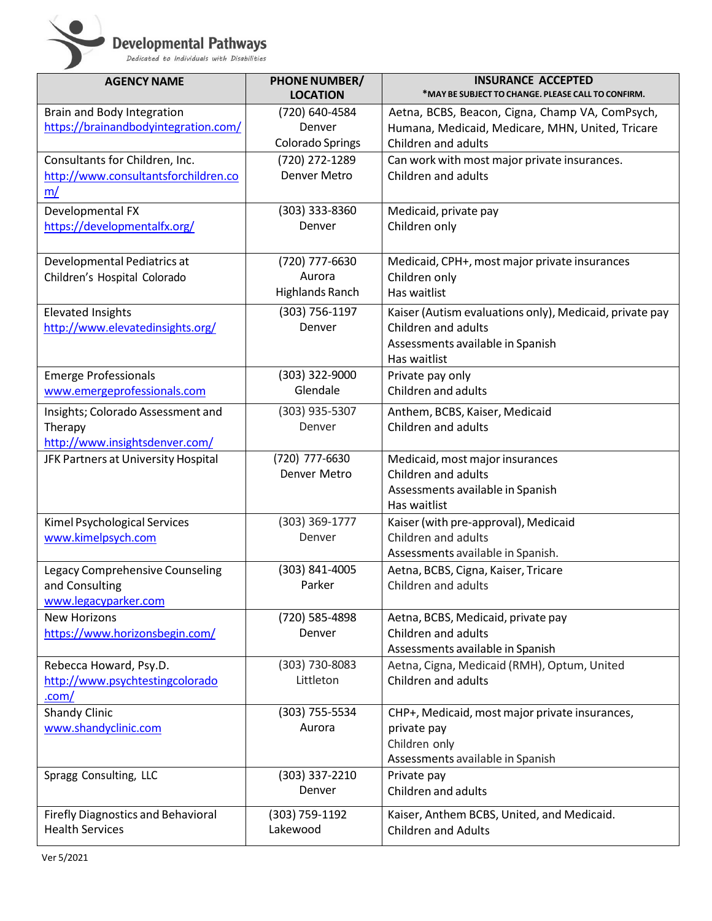**Developmental Pathways**
*Dedicated to Individuals with Disabilities*

| AGENCY NAME | PHONE NUMBER/ LOCATION | INSURANCE ACCEPTED *MAY BE SUBJECT TO CHANGE. PLEASE CALL TO CONFIRM. |
|---|---|---|
| Brain and Body Integration https://brainandbodyintegration.com/ | (720) 640-4584 Denver Colorado Springs | Aetna, BCBS, Beacon, Cigna, Champ VA, ComPsych, Humana, Medicaid, Medicare, MHN, United, Tricare Children and adults |
| Consultants for Children, Inc. http://www.consultantsforchildren.com/ | (720) 272-1289 Denver Metro | Can work with most major private insurances. Children and adults |
| Developmental FX https://developmentalfx.org/ | (303) 333-8360 Denver | Medicaid, private pay Children only |
| Developmental Pediatrics at Children's Hospital Colorado | (720) 777-6630 Aurora Highlands Ranch | Medicaid, CPH+, most major private insurances Children only Has waitlist |
| Elevated Insights http://www.elevatedinsights.org/ | (303) 756-1197 Denver | Kaiser (Autism evaluations only), Medicaid, private pay Children and adults Assessments available in Spanish Has waitlist |
| Emerge Professionals www.emergeprofessionals.com | (303) 322-9000 Glendale | Private pay only Children and adults |
| Insights; Colorado Assessment and Therapy http://www.insightsdenver.com/ | (303) 935-5307 Denver | Anthem, BCBS, Kaiser, Medicaid Children and adults |
| JFK Partners at University Hospital | (720) 777-6630 Denver Metro | Medicaid, most major insurances Children and adults Assessments available in Spanish Has waitlist |
| Kimel Psychological Services www.kimelpsych.com | (303) 369-1777 Denver | Kaiser (with pre-approval), Medicaid Children and adults Assessments available in Spanish. |
| Legacy Comprehensive Counseling and Consulting www.legacyparker.com | (303) 841-4005 Parker | Aetna, BCBS, Cigna, Kaiser, Tricare Children and adults |
| New Horizons https://www.horizonsbegin.com/ | (720) 585-4898 Denver | Aetna, BCBS, Medicaid, private pay Children and adults Assessments available in Spanish |
| Rebecca Howard, Psy.D. http://www.psychtestingcolorado.com/ | (303) 730-8083 Littleton | Aetna, Cigna, Medicaid (RMH), Optum, United Children and adults |
| Shandy Clinic www.shandyclinic.com | (303) 755-5534 Aurora | CHP+, Medicaid, most major private insurances, private pay Children only Assessments available in Spanish |
| Spragg Consulting, LLC | (303) 337-2210 Denver | Private pay Children and adults |
| Firefly Diagnostics and Behavioral Health Services | (303) 759-1192 Lakewood | Kaiser, Anthem BCBS, United, and Medicaid. Children and Adults |

Ver 5/2021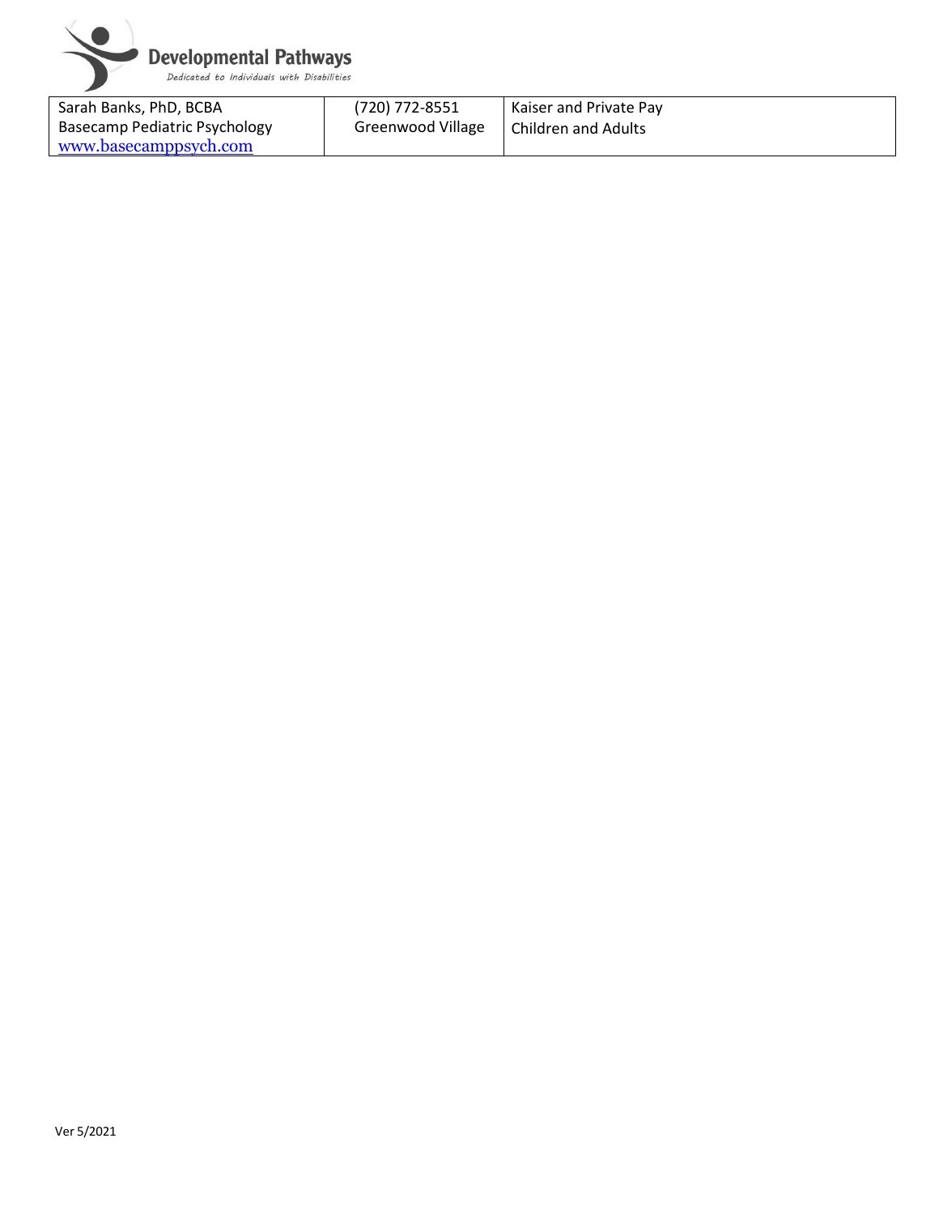| Sarah Banks, PhD, BCBA<br>Basecamp Pediatric Psychology<br>www.basecamppsych.com | (720) 772-8551<br>Greenwood Village | Kaiser and Private Pay<br>Children and Adults |
|---|---|---|